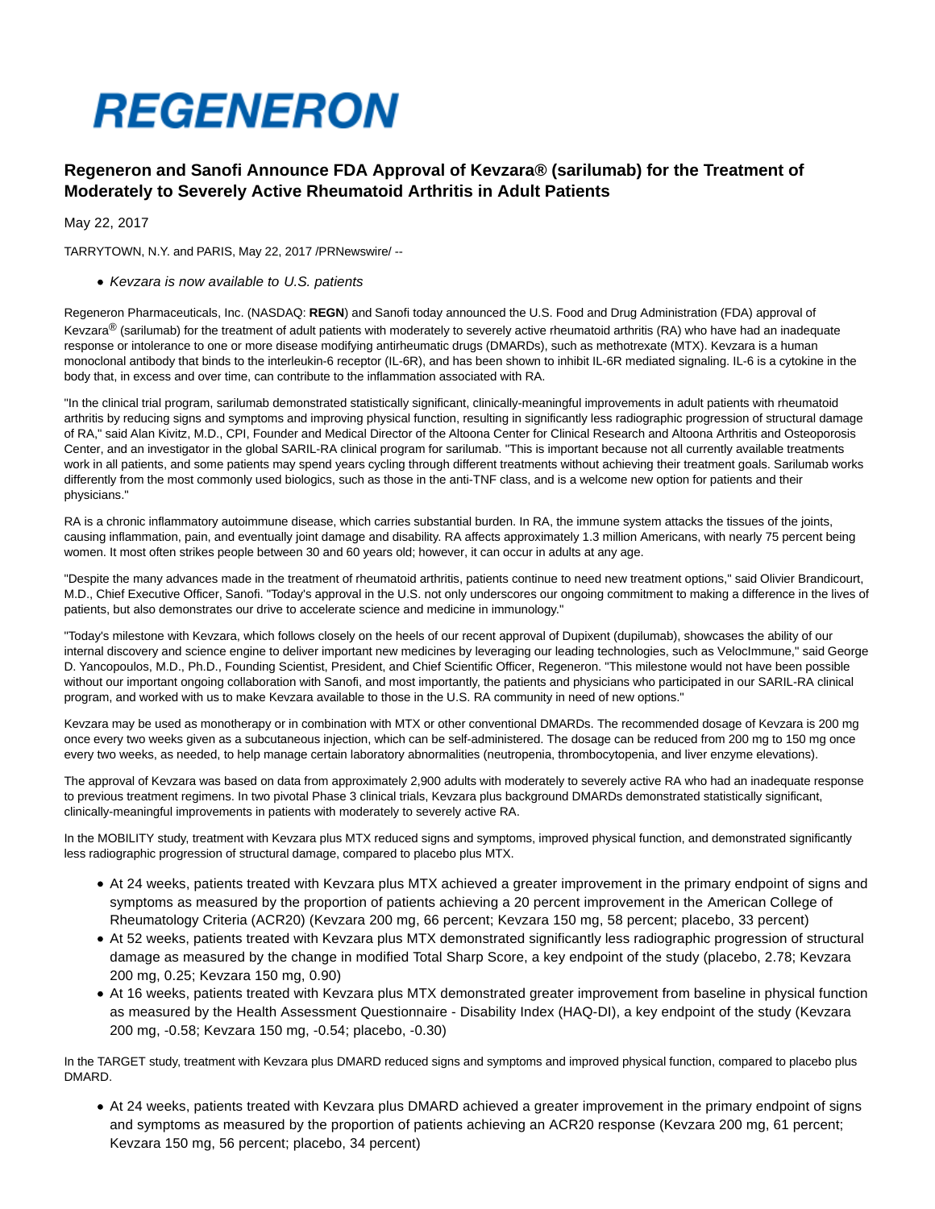# REGENERON

## Regeneron and Sanofi Announce FDA Approval of Kevzara® (sarilumab) for the Treatment of Moderately to Severely Active Rheumatoid Arthritis in Adult Patients

May 22, 2017

TARRYTOWN, N.Y. and PARIS, May 22, 2017 /PRNewswire/ --

- *Kevzara is now available to U.S. patients*

Regeneron Pharmaceuticals, Inc. (NASDAQ: **REGN**) and Sanofi today announced the U.S. Food and Drug Administration (FDA) approval of Kevzara® (sarilumab) for the treatment of adult patients with moderately to severely active rheumatoid arthritis (RA) who have had an inadequate response or intolerance to one or more disease modifying antirheumatic drugs (DMARDs), such as methotrexate (MTX). Kevzara is a human monoclonal antibody that binds to the interleukin-6 receptor (IL-6R), and has been shown to inhibit IL-6R mediated signaling. IL-6 is a cytokine in the body that, in excess and over time, can contribute to the inflammation associated with RA.

"In the clinical trial program, sarilumab demonstrated statistically significant, clinically-meaningful improvements in adult patients with rheumatoid arthritis by reducing signs and symptoms and improving physical function, resulting in significantly less radiographic progression of structural damage of RA," said Alan Kivitz, M.D., CPI, Founder and Medical Director of the Altoona Center for Clinical Research and Altoona Arthritis and Osteoporosis Center, and an investigator in the global SARIL-RA clinical program for sarilumab. "This is important because not all currently available treatments work in all patients, and some patients may spend years cycling through different treatments without achieving their treatment goals. Sarilumab works differently from the most commonly used biologics, such as those in the anti-TNF class, and is a welcome new option for patients and their physicians."

RA is a chronic inflammatory autoimmune disease, which carries substantial burden. In RA, the immune system attacks the tissues of the joints, causing inflammation, pain, and eventually joint damage and disability. RA affects approximately 1.3 million Americans, with nearly 75 percent being women. It most often strikes people between 30 and 60 years old; however, it can occur in adults at any age.

"Despite the many advances made in the treatment of rheumatoid arthritis, patients continue to need new treatment options," said Olivier Brandicourt, M.D., Chief Executive Officer, Sanofi. "Today's approval in the U.S. not only underscores our ongoing commitment to making a difference in the lives of patients, but also demonstrates our drive to accelerate science and medicine in immunology."

"Today's milestone with Kevzara, which follows closely on the heels of our recent approval of Dupixent (dupilumab), showcases the ability of our internal discovery and science engine to deliver important new medicines by leveraging our leading technologies, such as VelocImmune," said George D. Yancopoulos, M.D., Ph.D., Founding Scientist, President, and Chief Scientific Officer, Regeneron. "This milestone would not have been possible without our important ongoing collaboration with Sanofi, and most importantly, the patients and physicians who participated in our SARIL-RA clinical program, and worked with us to make Kevzara available to those in the U.S. RA community in need of new options."

Kevzara may be used as monotherapy or in combination with MTX or other conventional DMARDs. The recommended dosage of Kevzara is 200 mg once every two weeks given as a subcutaneous injection, which can be self-administered. The dosage can be reduced from 200 mg to 150 mg once every two weeks, as needed, to help manage certain laboratory abnormalities (neutropenia, thrombocytopenia, and liver enzyme elevations).

The approval of Kevzara was based on data from approximately 2,900 adults with moderately to severely active RA who had an inadequate response to previous treatment regimens. In two pivotal Phase 3 clinical trials, Kevzara plus background DMARDs demonstrated statistically significant, clinically-meaningful improvements in patients with moderately to severely active RA.

In the MOBILITY study, treatment with Kevzara plus MTX reduced signs and symptoms, improved physical function, and demonstrated significantly less radiographic progression of structural damage, compared to placebo plus MTX.

- At 24 weeks, patients treated with Kevzara plus MTX achieved a greater improvement in the primary endpoint of signs and symptoms as measured by the proportion of patients achieving a 20 percent improvement in the American College of Rheumatology Criteria (ACR20) (Kevzara 200 mg, 66 percent; Kevzara 150 mg, 58 percent; placebo, 33 percent)
- At 52 weeks, patients treated with Kevzara plus MTX demonstrated significantly less radiographic progression of structural damage as measured by the change in modified Total Sharp Score, a key endpoint of the study (placebo, 2.78; Kevzara 200 mg, 0.25; Kevzara 150 mg, 0.90)
- At 16 weeks, patients treated with Kevzara plus MTX demonstrated greater improvement from baseline in physical function as measured by the Health Assessment Questionnaire - Disability Index (HAQ-DI), a key endpoint of the study (Kevzara 200 mg, -0.58; Kevzara 150 mg, -0.54; placebo, -0.30)

In the TARGET study, treatment with Kevzara plus DMARD reduced signs and symptoms and improved physical function, compared to placebo plus DMARD.

- At 24 weeks, patients treated with Kevzara plus DMARD achieved a greater improvement in the primary endpoint of signs and symptoms as measured by the proportion of patients achieving an ACR20 response (Kevzara 200 mg, 61 percent; Kevzara 150 mg, 56 percent; placebo, 34 percent)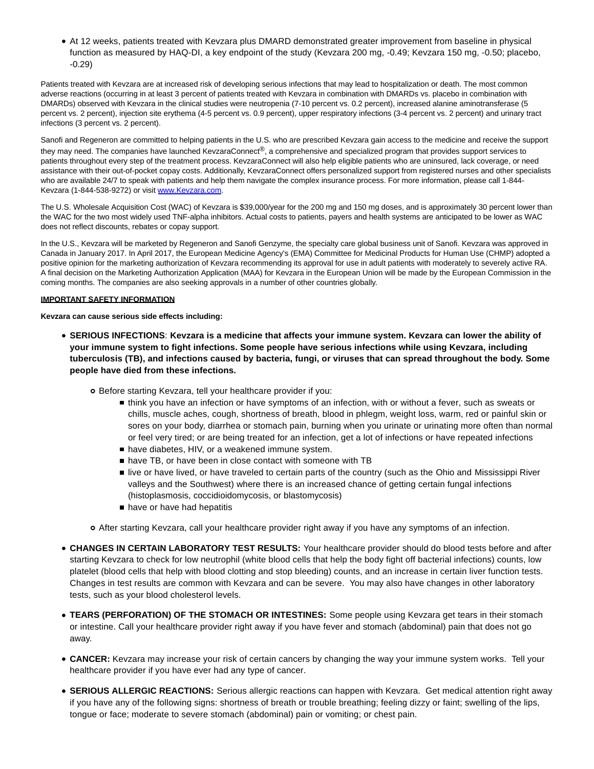- At 12 weeks, patients treated with Kevzara plus DMARD demonstrated greater improvement from baseline in physical function as measured by HAQ-DI, a key endpoint of the study (Kevzara 200 mg, -0.49; Kevzara 150 mg, -0.50; placebo, -0.29)

Patients treated with Kevzara are at increased risk of developing serious infections that may lead to hospitalization or death. The most common adverse reactions (occurring in at least 3 percent of patients treated with Kevzara in combination with DMARDs vs. placebo in combination with DMARDs) observed with Kevzara in the clinical studies were neutropenia (7-10 percent vs. 0.2 percent), increased alanine aminotransferase (5 percent vs. 2 percent), injection site erythema (4-5 percent vs. 0.9 percent), upper respiratory infections (3-4 percent vs. 2 percent) and urinary tract infections (3 percent vs. 2 percent).

Sanofi and Regeneron are committed to helping patients in the U.S. who are prescribed Kevzara gain access to the medicine and receive the support they may need. The companies have launched KevzaraConnect®, a comprehensive and specialized program that provides support services to patients throughout every step of the treatment process. KevzaraConnect will also help eligible patients who are uninsured, lack coverage, or need assistance with their out-of-pocket copay costs. Additionally, KevzaraConnect offers personalized support from registered nurses and other specialists who are available 24/7 to speak with patients and help them navigate the complex insurance process. For more information, please call 1-844-Kevzara (1-844-538-9272) or visit www.Kevzara.com.

The U.S. Wholesale Acquisition Cost (WAC) of Kevzara is $39,000/year for the 200 mg and 150 mg doses, and is approximately 30 percent lower than the WAC for the two most widely used TNF-alpha inhibitors. Actual costs to patients, payers and health systems are anticipated to be lower as WAC does not reflect discounts, rebates or copay support.

In the U.S., Kevzara will be marketed by Regeneron and Sanofi Genzyme, the specialty care global business unit of Sanofi. Kevzara was approved in Canada in January 2017. In April 2017, the European Medicine Agency's (EMA) Committee for Medicinal Products for Human Use (CHMP) adopted a positive opinion for the marketing authorization of Kevzara recommending its approval for use in adult patients with moderately to severely active RA. A final decision on the Marketing Authorization Application (MAA) for Kevzara in the European Union will be made by the European Commission in the coming months. The companies are also seeking approvals in a number of other countries globally.

**IMPORTANT SAFETY INFORMATION**

**Kevzara can cause serious side effects including:**

- **SERIOUS INFECTIONS**: **Kevzara is a medicine that affects your immune system. Kevzara can lower the ability of your immune system to fight infections. Some people have serious infections while using Kevzara, including tuberculosis (TB), and infections caused by bacteria, fungi, or viruses that can spread throughout the body. Some people have died from these infections.**
  - Before starting Kevzara, tell your healthcare provider if you:
    - think you have an infection or have symptoms of an infection, with or without a fever, such as sweats or chills, muscle aches, cough, shortness of breath, blood in phlegm, weight loss, warm, red or painful skin or sores on your body, diarrhea or stomach pain, burning when you urinate or urinating more often than normal or feel very tired; or are being treated for an infection, get a lot of infections or have repeated infections
    - have diabetes, HIV, or a weakened immune system.
    - have TB, or have been in close contact with someone with TB
    - live or have lived, or have traveled to certain parts of the country (such as the Ohio and Mississippi River valleys and the Southwest) where there is an increased chance of getting certain fungal infections (histoplasmosis, coccidioidomycosis, or blastomycosis)
    - have or have had hepatitis
  - After starting Kevzara, call your healthcare provider right away if you have any symptoms of an infection.
- **CHANGES IN CERTAIN LABORATORY TEST RESULTS:** Your healthcare provider should do blood tests before and after starting Kevzara to check for low neutrophil (white blood cells that help the body fight off bacterial infections) counts, low platelet (blood cells that help with blood clotting and stop bleeding) counts, and an increase in certain liver function tests. Changes in test results are common with Kevzara and can be severe. You may also have changes in other laboratory tests, such as your blood cholesterol levels.
- **TEARS (PERFORATION) OF THE STOMACH OR INTESTINES:** Some people using Kevzara get tears in their stomach or intestine. Call your healthcare provider right away if you have fever and stomach (abdominal) pain that does not go away.
- **CANCER:** Kevzara may increase your risk of certain cancers by changing the way your immune system works. Tell your healthcare provider if you have ever had any type of cancer.
- **SERIOUS ALLERGIC REACTIONS:** Serious allergic reactions can happen with Kevzara. Get medical attention right away if you have any of the following signs: shortness of breath or trouble breathing; feeling dizzy or faint; swelling of the lips, tongue or face; moderate to severe stomach (abdominal) pain or vomiting; or chest pain.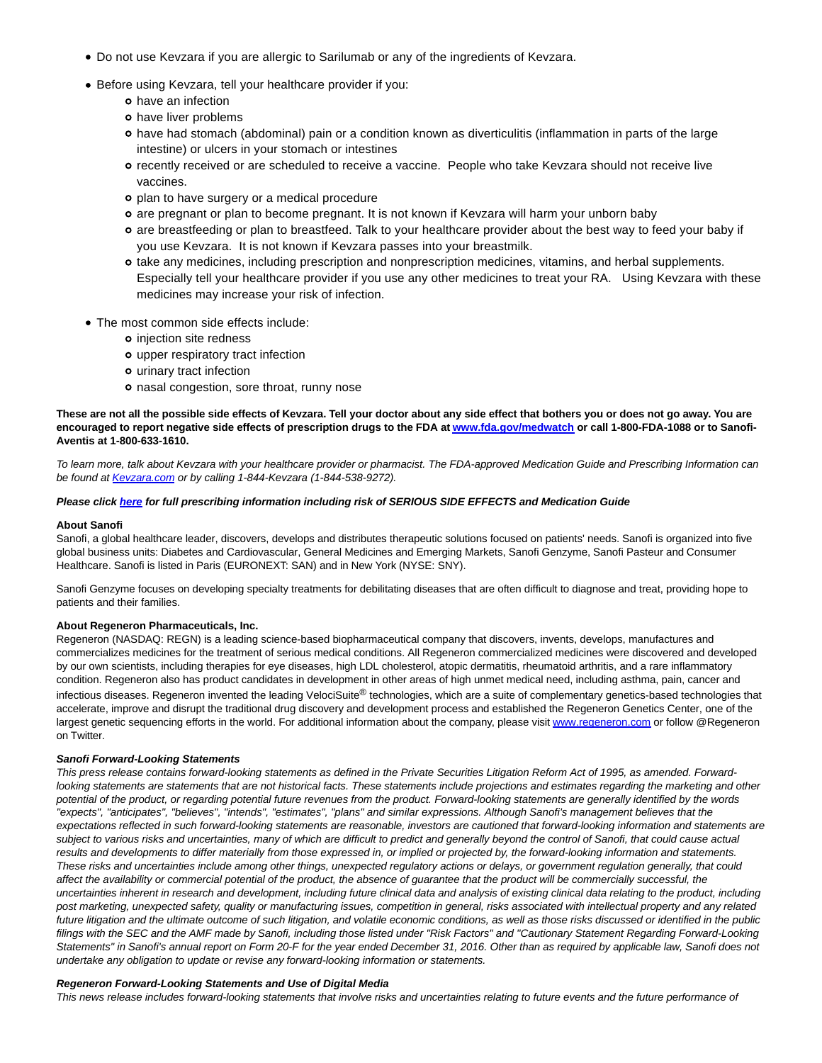- Do not use Kevzara if you are allergic to Sarilumab or any of the ingredients of Kevzara.

- Before using Kevzara, tell your healthcare provider if you:
  - have an infection
  - have liver problems
  - have had stomach (abdominal) pain or a condition known as diverticulitis (inflammation in parts of the large intestine) or ulcers in your stomach or intestines
  - recently received or are scheduled to receive a vaccine. People who take Kevzara should not receive live vaccines.
  - plan to have surgery or a medical procedure
  - are pregnant or plan to become pregnant. It is not known if Kevzara will harm your unborn baby
  - are breastfeeding or plan to breastfeed. Talk to your healthcare provider about the best way to feed your baby if you use Kevzara. It is not known if Kevzara passes into your breastmilk.
  - take any medicines, including prescription and nonprescription medicines, vitamins, and herbal supplements. Especially tell your healthcare provider if you use any other medicines to treat your RA. Using Kevzara with these medicines may increase your risk of infection.

- The most common side effects include:
  - injection site redness
  - upper respiratory tract infection
  - urinary tract infection
  - nasal congestion, sore throat, runny nose

**These are not all the possible side effects of Kevzara. Tell your doctor about any side effect that bothers you or does not go away. You are encouraged to report negative side effects of prescription drugs to the FDA at www.fda.gov/medwatch or call 1-800-FDA-1088 or to Sanofi-Aventis at 1-800-633-1610.**

*To learn more, talk about Kevzara with your healthcare provider or pharmacist. The FDA-approved Medication Guide and Prescribing Information can be found at Kevzara.com or by calling 1-844-Kevzara (1-844-538-9272).*

***Please click here for full prescribing information including risk of SERIOUS SIDE EFFECTS and Medication Guide***

**About Sanofi**
Sanofi, a global healthcare leader, discovers, develops and distributes therapeutic solutions focused on patients' needs. Sanofi is organized into five global business units: Diabetes and Cardiovascular, General Medicines and Emerging Markets, Sanofi Genzyme, Sanofi Pasteur and Consumer Healthcare. Sanofi is listed in Paris (EURONEXT: SAN) and in New York (NYSE: SNY).

Sanofi Genzyme focuses on developing specialty treatments for debilitating diseases that are often difficult to diagnose and treat, providing hope to patients and their families.

**About Regeneron Pharmaceuticals, Inc.**
Regeneron (NASDAQ: REGN) is a leading science-based biopharmaceutical company that discovers, invents, develops, manufactures and commercializes medicines for the treatment of serious medical conditions. All Regeneron commercialized medicines were discovered and developed by our own scientists, including therapies for eye diseases, high LDL cholesterol, atopic dermatitis, rheumatoid arthritis, and a rare inflammatory condition. Regeneron also has product candidates in development in other areas of high unmet medical need, including asthma, pain, cancer and infectious diseases. Regeneron invented the leading VelociSuite® technologies, which are a suite of complementary genetics-based technologies that accelerate, improve and disrupt the traditional drug discovery and development process and established the Regeneron Genetics Center, one of the largest genetic sequencing efforts in the world. For additional information about the company, please visit www.regeneron.com or follow @Regeneron on Twitter.

***Sanofi Forward-Looking Statements***
*This press release contains forward-looking statements as defined in the Private Securities Litigation Reform Act of 1995, as amended. Forward-looking statements are statements that are not historical facts. These statements include projections and estimates regarding the marketing and other potential of the product, or regarding potential future revenues from the product. Forward-looking statements are generally identified by the words "expects", "anticipates", "believes", "intends", "estimates", "plans" and similar expressions. Although Sanofi's management believes that the expectations reflected in such forward-looking statements are reasonable, investors are cautioned that forward-looking information and statements are subject to various risks and uncertainties, many of which are difficult to predict and generally beyond the control of Sanofi, that could cause actual results and developments to differ materially from those expressed in, or implied or projected by, the forward-looking information and statements. These risks and uncertainties include among other things, unexpected regulatory actions or delays, or government regulation generally, that could affect the availability or commercial potential of the product, the absence of guarantee that the product will be commercially successful, the uncertainties inherent in research and development, including future clinical data and analysis of existing clinical data relating to the product, including post marketing, unexpected safety, quality or manufacturing issues, competition in general, risks associated with intellectual property and any related future litigation and the ultimate outcome of such litigation, and volatile economic conditions, as well as those risks discussed or identified in the public filings with the SEC and the AMF made by Sanofi, including those listed under "Risk Factors" and "Cautionary Statement Regarding Forward-Looking Statements" in Sanofi's annual report on Form 20-F for the year ended December 31, 2016. Other than as required by applicable law, Sanofi does not undertake any obligation to update or revise any forward-looking information or statements.*

***Regeneron Forward-Looking Statements and Use of Digital Media***
*This news release includes forward-looking statements that involve risks and uncertainties relating to future events and the future performance of*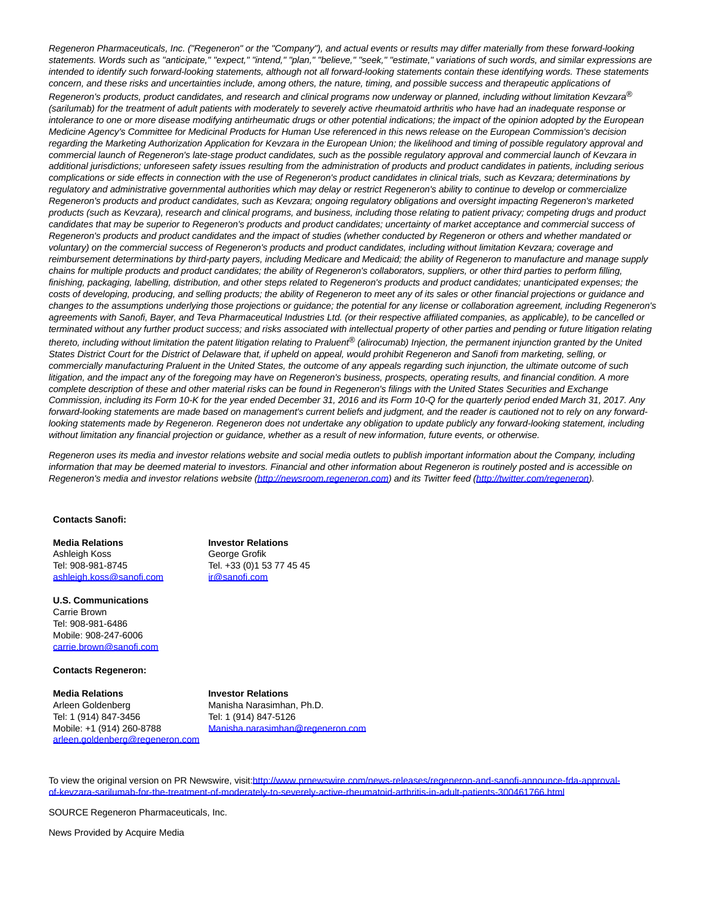*Regeneron Pharmaceuticals, Inc. ("Regeneron" or the "Company"), and actual events or results may differ materially from these forward-looking statements. Words such as "anticipate," "expect," "intend," "plan," "believe," "seek," "estimate," variations of such words, and similar expressions are intended to identify such forward-looking statements, although not all forward-looking statements contain these identifying words. These statements concern, and these risks and uncertainties include, among others, the nature, timing, and possible success and therapeutic applications of Regeneron's products, product candidates, and research and clinical programs now underway or planned, including without limitation Kevzara® (sarilumab) for the treatment of adult patients with moderately to severely active rheumatoid arthritis who have had an inadequate response or intolerance to one or more disease modifying antirheumatic drugs or other potential indications; the impact of the opinion adopted by the European Medicine Agency's Committee for Medicinal Products for Human Use referenced in this news release on the European Commission's decision regarding the Marketing Authorization Application for Kevzara in the European Union; the likelihood and timing of possible regulatory approval and commercial launch of Regeneron's late-stage product candidates, such as the possible regulatory approval and commercial launch of Kevzara in additional jurisdictions; unforeseen safety issues resulting from the administration of products and product candidates in patients, including serious complications or side effects in connection with the use of Regeneron's product candidates in clinical trials, such as Kevzara; determinations by regulatory and administrative governmental authorities which may delay or restrict Regeneron's ability to continue to develop or commercialize Regeneron's products and product candidates, such as Kevzara; ongoing regulatory obligations and oversight impacting Regeneron's marketed products (such as Kevzara), research and clinical programs, and business, including those relating to patient privacy; competing drugs and product candidates that may be superior to Regeneron's products and product candidates; uncertainty of market acceptance and commercial success of Regeneron's products and product candidates and the impact of studies (whether conducted by Regeneron or others and whether mandated or voluntary) on the commercial success of Regeneron's products and product candidates, including without limitation Kevzara; coverage and reimbursement determinations by third-party payers, including Medicare and Medicaid; the ability of Regeneron to manufacture and manage supply chains for multiple products and product candidates; the ability of Regeneron's collaborators, suppliers, or other third parties to perform filling, finishing, packaging, labelling, distribution, and other steps related to Regeneron's products and product candidates; unanticipated expenses; the costs of developing, producing, and selling products; the ability of Regeneron to meet any of its sales or other financial projections or guidance and changes to the assumptions underlying those projections or guidance; the potential for any license or collaboration agreement, including Regeneron's agreements with Sanofi, Bayer, and Teva Pharmaceutical Industries Ltd. (or their respective affiliated companies, as applicable), to be cancelled or terminated without any further product success; and risks associated with intellectual property of other parties and pending or future litigation relating thereto, including without limitation the patent litigation relating to Praluent® (alirocumab) Injection, the permanent injunction granted by the United States District Court for the District of Delaware that, if upheld on appeal, would prohibit Regeneron and Sanofi from marketing, selling, or commercially manufacturing Praluent in the United States, the outcome of any appeals regarding such injunction, the ultimate outcome of such litigation, and the impact any of the foregoing may have on Regeneron's business, prospects, operating results, and financial condition. A more complete description of these and other material risks can be found in Regeneron's filings with the United States Securities and Exchange Commission, including its Form 10-K for the year ended December 31, 2016 and its Form 10-Q for the quarterly period ended March 31, 2017. Any forward-looking statements are made based on management's current beliefs and judgment, and the reader is cautioned not to rely on any forward-looking statements made by Regeneron. Regeneron does not undertake any obligation to update publicly any forward-looking statement, including without limitation any financial projection or guidance, whether as a result of new information, future events, or otherwise.*

*Regeneron uses its media and investor relations website and social media outlets to publish important information about the Company, including information that may be deemed material to investors. Financial and other information about Regeneron is routinely posted and is accessible on Regeneron's media and investor relations website (http://newsroom.regeneron.com) and its Twitter feed (http://twitter.com/regeneron).*

**Contacts Sanofi:**

**Media Relations**
Ashleigh Koss
Tel: 908-981-8745
ashleigh.koss@sanofi.com

**Investor Relations**
George Grofik
Tel. +33 (0)1 53 77 45 45
ir@sanofi.com

**U.S. Communications**
Carrie Brown
Tel: 908-981-6486
Mobile: 908-247-6006
carrie.brown@sanofi.com

**Contacts Regeneron:**

**Media Relations**
Arleen Goldenberg
Tel: 1 (914) 847-3456
Mobile: +1 (914) 260-8788
arleen.goldenberg@regeneron.com

**Investor Relations**
Manisha Narasimhan, Ph.D.
Tel: 1 (914) 847-5126
Manisha.narasimhan@regeneron.com

To view the original version on PR Newswire, visit:http://www.prnewswire.com/news-releases/regeneron-and-sanofi-announce-fda-approval-of-kevzara-sarilumab-for-the-treatment-of-moderately-to-severely-active-rheumatoid-arthritis-in-adult-patients-300461766.html

SOURCE Regeneron Pharmaceuticals, Inc.

News Provided by Acquire Media